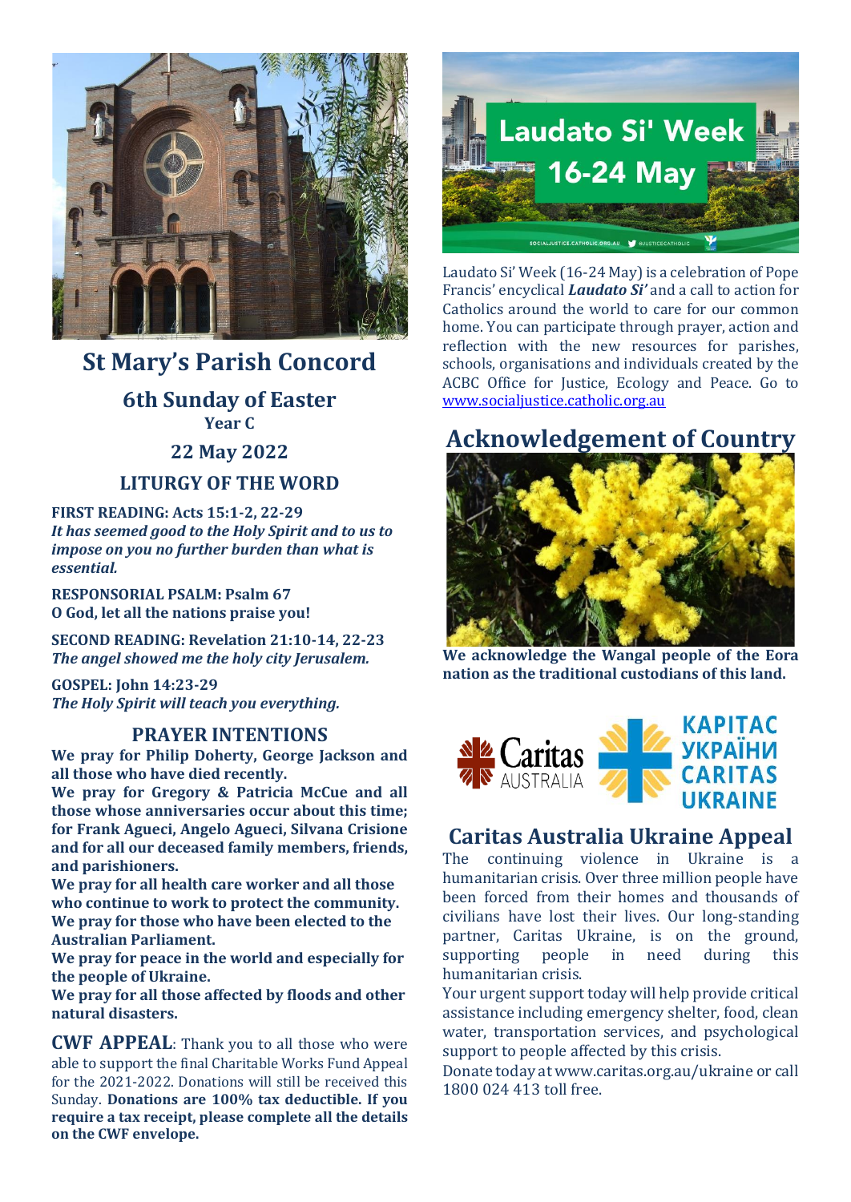# St Mary's Parish Concord

## 6th Sunday of Easter

**Year C**

## 22 May 2022

## LITURGY OF THE WORD

**FIRST READING: Acts 15:1-2, 22-29**
***It has seemed good to the Holy Spirit and to us to impose on you no further burden than what is essential.***

**RESPONSORIAL PSALM: Psalm 67**
**O God, let all the nations praise you!**

**SECOND READING: Revelation 21:10-14, 22-23**
***The angel showed me the holy city Jerusalem.***

**GOSPEL: John 14:23-29**
***The Holy Spirit will teach you everything.***

## PRAYER INTENTIONS

**We pray for Philip Doherty, George Jackson and all those who have died recently.**
**We pray for Gregory & Patricia McCue and all those whose anniversaries occur about this time; for Frank Agueci, Angelo Agueci, Silvana Crisione and for all our deceased family members, friends, and parishioners.**
**We pray for all health care worker and all those who continue to work to protect the community.**
**We pray for those who have been elected to the Australian Parliament.**
**We pray for peace in the world and especially for the people of Ukraine.**
**We pray for all those affected by floods and other natural disasters.**

**CWF APPEAL**: Thank you to all those who were able to support the final Charitable Works Fund Appeal for the 2021-2022. Donations will still be received this Sunday. **Donations are 100% tax deductible. If you require a tax receipt, please complete all the details on the CWF envelope.**

Laudato Si' Week 16-24 May

Laudato Si' Week (16-24 May) is a celebration of Pope Francis' encyclical ***Laudato Si'*** and a call to action for Catholics around the world to care for our common home. You can participate through prayer, action and reflection with the new resources for parishes, schools, organisations and individuals created by the ACBC Office for Justice, Ecology and Peace. Go to www.socialjustice.catholic.org.au

## Acknowledgement of Country

**We acknowledge the Wangal people of the Eora nation as the traditional custodians of this land.**

## Caritas Australia Ukraine Appeal

The continuing violence in Ukraine is a humanitarian crisis. Over three million people have been forced from their homes and thousands of civilians have lost their lives. Our long-standing partner, Caritas Ukraine, is on the ground, supporting people in need during this humanitarian crisis.

Your urgent support today will help provide critical assistance including emergency shelter, food, clean water, transportation services, and psychological support to people affected by this crisis.

Donate today at www.caritas.org.au/ukraine or call 1800 024 413 toll free.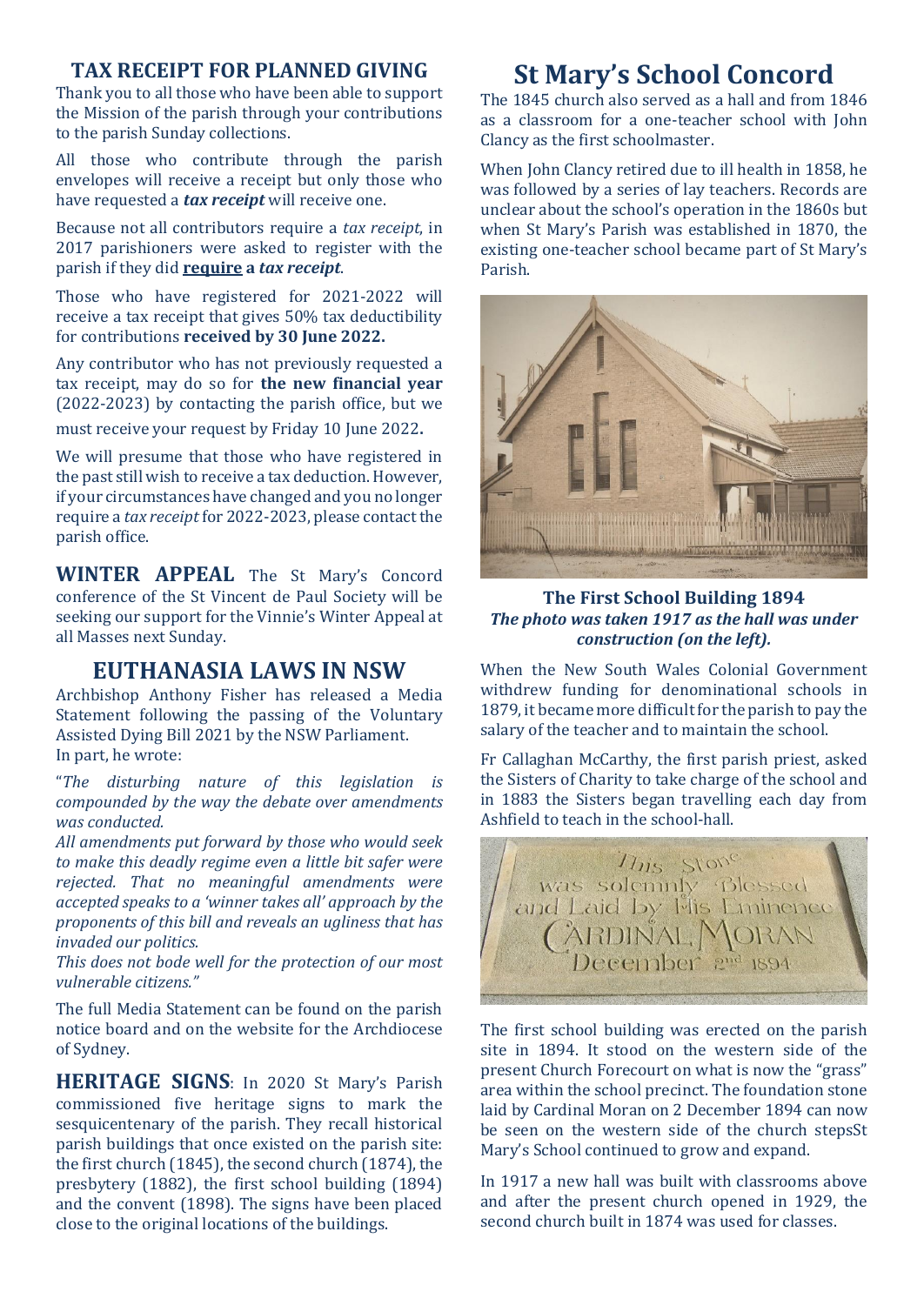## TAX RECEIPT FOR PLANNED GIVING

Thank you to all those who have been able to support the Mission of the parish through your contributions to the parish Sunday collections.

All those who contribute through the parish envelopes will receive a receipt but only those who have requested a ***tax receipt*** will receive one.

Because not all contributors require a *tax receipt*, in 2017 parishioners were asked to register with the parish if they did **require a *tax receipt***.

Those who have registered for 2021-2022 will receive a tax receipt that gives 50% tax deductibility for contributions **received by 30 June 2022.**

Any contributor who has not previously requested a tax receipt, may do so for **the new financial year** (2022-2023) by contacting the parish office, but we must receive your request by Friday 10 June 2022**.**

We will presume that those who have registered in the past still wish to receive a tax deduction. However, if your circumstances have changed and you no longer require a *tax receipt* for 2022-2023, please contact the parish office.

**WINTER APPEAL** The St Mary's Concord conference of the St Vincent de Paul Society will be seeking our support for the Vinnie's Winter Appeal at all Masses next Sunday.

## EUTHANASIA LAWS IN NSW

Archbishop Anthony Fisher has released a Media Statement following the passing of the Voluntary Assisted Dying Bill 2021 by the NSW Parliament. In part, he wrote:

"*The disturbing nature of this legislation is compounded by the way the debate over amendments was conducted.*
*All amendments put forward by those who would seek to make this deadly regime even a little bit safer were rejected. That no meaningful amendments were accepted speaks to a 'winner takes all' approach by the proponents of this bill and reveals an ugliness that has invaded our politics.*
*This does not bode well for the protection of our most vulnerable citizens."*

The full Media Statement can be found on the parish notice board and on the website for the Archdiocese of Sydney.

**HERITAGE SIGNS**: In 2020 St Mary's Parish commissioned five heritage signs to mark the sesquicentenary of the parish. They recall historical parish buildings that once existed on the parish site: the first church (1845), the second church (1874), the presbytery (1882), the first school building (1894) and the convent (1898). The signs have been placed close to the original locations of the buildings.

# St Mary's School Concord

The 1845 church also served as a hall and from 1846 as a classroom for a one-teacher school with John Clancy as the first schoolmaster.

When John Clancy retired due to ill health in 1858, he was followed by a series of lay teachers. Records are unclear about the school's operation in the 1860s but when St Mary's Parish was established in 1870, the existing one-teacher school became part of St Mary's Parish.

**The First School Building 1894**
***The photo was taken 1917 as the hall was under construction (on the left).***

When the New South Wales Colonial Government withdrew funding for denominational schools in 1879, it became more difficult for the parish to pay the salary of the teacher and to maintain the school.

Fr Callaghan McCarthy, the first parish priest, asked the Sisters of Charity to take charge of the school and in 1883 the Sisters began travelling each day from Ashfield to teach in the school-hall.

The first school building was erected on the parish site in 1894. It stood on the western side of the present Church Forecourt on what is now the "grass" area within the school precinct. The foundation stone laid by Cardinal Moran on 2 December 1894 can now be seen on the western side of the church stepsSt Mary's School continued to grow and expand.

In 1917 a new hall was built with classrooms above and after the present church opened in 1929, the second church built in 1874 was used for classes.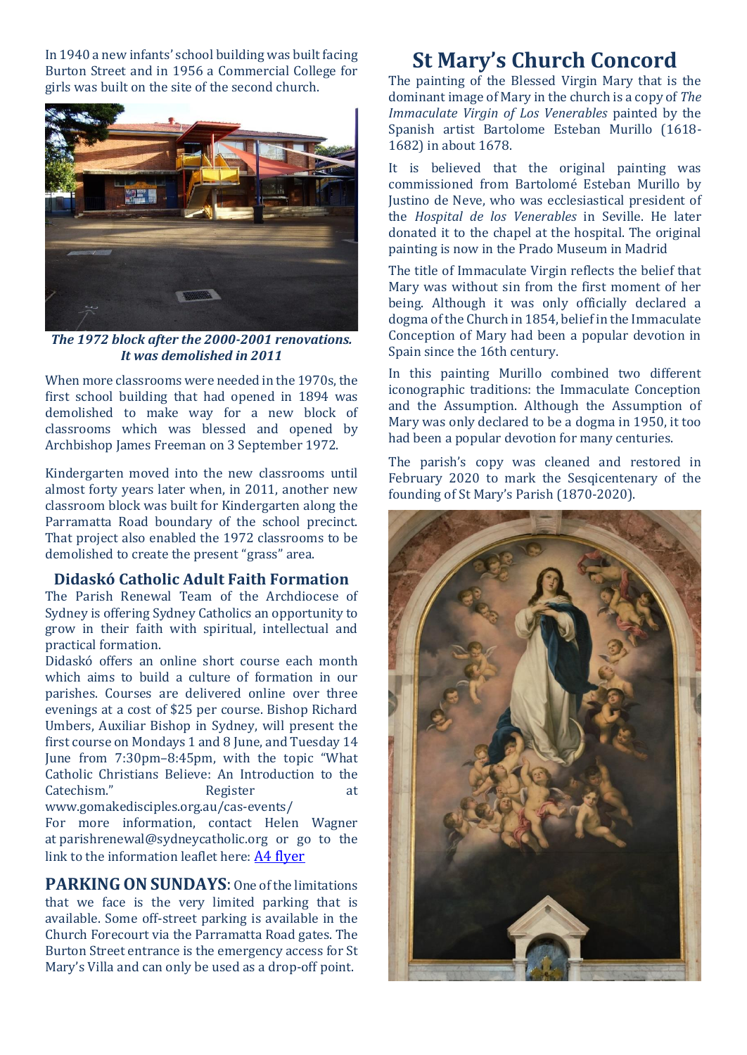In 1940 a new infants' school building was built facing Burton Street and in 1956 a Commercial College for girls was built on the site of the second church.

***The 1972 block after the 2000-2001 renovations. It was demolished in 2011***

When more classrooms were needed in the 1970s, the first school building that had opened in 1894 was demolished to make way for a new block of classrooms which was blessed and opened by Archbishop James Freeman on 3 September 1972.

Kindergarten moved into the new classrooms until almost forty years later when, in 2011, another new classroom block was built for Kindergarten along the Parramatta Road boundary of the school precinct. That project also enabled the 1972 classrooms to be demolished to create the present "grass" area.

## Didaskó Catholic Adult Faith Formation

The Parish Renewal Team of the Archdiocese of Sydney is offering Sydney Catholics an opportunity to grow in their faith with spiritual, intellectual and practical formation.

Didaskó offers an online short course each month which aims to build a culture of formation in our parishes. Courses are delivered online over three evenings at a cost of $25 per course. Bishop Richard Umbers, Auxiliar Bishop in Sydney, will present the first course on Mondays 1 and 8 June, and Tuesday 14 June from 7:30pm–8:45pm, with the topic "What Catholic Christians Believe: An Introduction to the Catechism." Register at www.gomakedisciples.org.au/cas-events/

For more information, contact Helen Wagner at parishrenewal@sydneycatholic.org or go to the link to the information leaflet here: A4 flyer

**PARKING ON SUNDAYS**: One of the limitations that we face is the very limited parking that is available. Some off-street parking is available in the Church Forecourt via the Parramatta Road gates. The Burton Street entrance is the emergency access for St Mary's Villa and can only be used as a drop-off point.

# St Mary's Church Concord

The painting of the Blessed Virgin Mary that is the dominant image of Mary in the church is a copy of *The Immaculate Virgin of Los Venerables* painted by the Spanish artist Bartolome Esteban Murillo (1618-1682) in about 1678.

It is believed that the original painting was commissioned from Bartolomé Esteban Murillo by Justino de Neve, who was ecclesiastical president of the *Hospital de los Venerables* in Seville. He later donated it to the chapel at the hospital. The original painting is now in the Prado Museum in Madrid

The title of Immaculate Virgin reflects the belief that Mary was without sin from the first moment of her being. Although it was only officially declared a dogma of the Church in 1854, belief in the Immaculate Conception of Mary had been a popular devotion in Spain since the 16th century.

In this painting Murillo combined two different iconographic traditions: the Immaculate Conception and the Assumption. Although the Assumption of Mary was only declared to be a dogma in 1950, it too had been a popular devotion for many centuries.

The parish's copy was cleaned and restored in February 2020 to mark the Sesqicentenary of the founding of St Mary's Parish (1870-2020).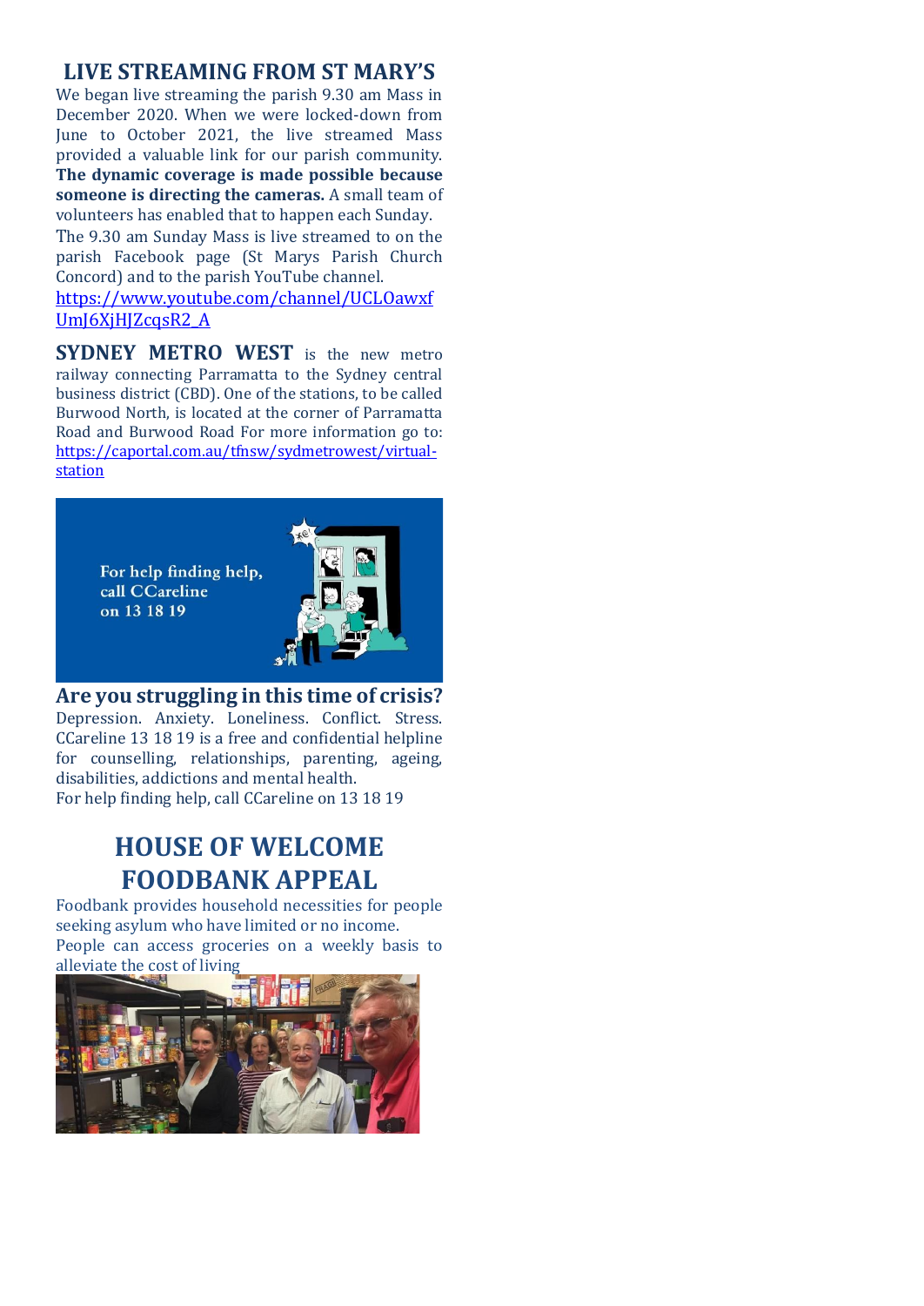## LIVE STREAMING FROM ST MARY'S

We began live streaming the parish 9.30 am Mass in December 2020. When we were locked-down from June to October 2021, the live streamed Mass provided a valuable link for our parish community. **The dynamic coverage is made possible because someone is directing the cameras.** A small team of volunteers has enabled that to happen each Sunday.

The 9.30 am Sunday Mass is live streamed to on the parish Facebook page (St Marys Parish Church Concord) and to the parish YouTube channel.

https://www.youtube.com/channel/UCLOawxfUmJ6XjHJZcqsR2_A

**SYDNEY METRO WEST** is the new metro railway connecting Parramatta to the Sydney central business district (CBD). One of the stations, to be called Burwood North, is located at the corner of Parramatta Road and Burwood Road For more information go to: https://caportal.com.au/tfnsw/sydmetrowest/virtual-station

For help finding help, call CCareline on 13 18 19

### Are you struggling in this time of crisis?

Depression. Anxiety. Loneliness. Conflict. Stress. CCareline 13 18 19 is a free and confidential helpline for counselling, relationships, parenting, ageing, disabilities, addictions and mental health.

For help finding help, call CCareline on 13 18 19

## HOUSE OF WELCOME FOODBANK APPEAL

Foodbank provides household necessities for people seeking asylum who have limited or no income.

People can access groceries on a weekly basis to alleviate the cost of living